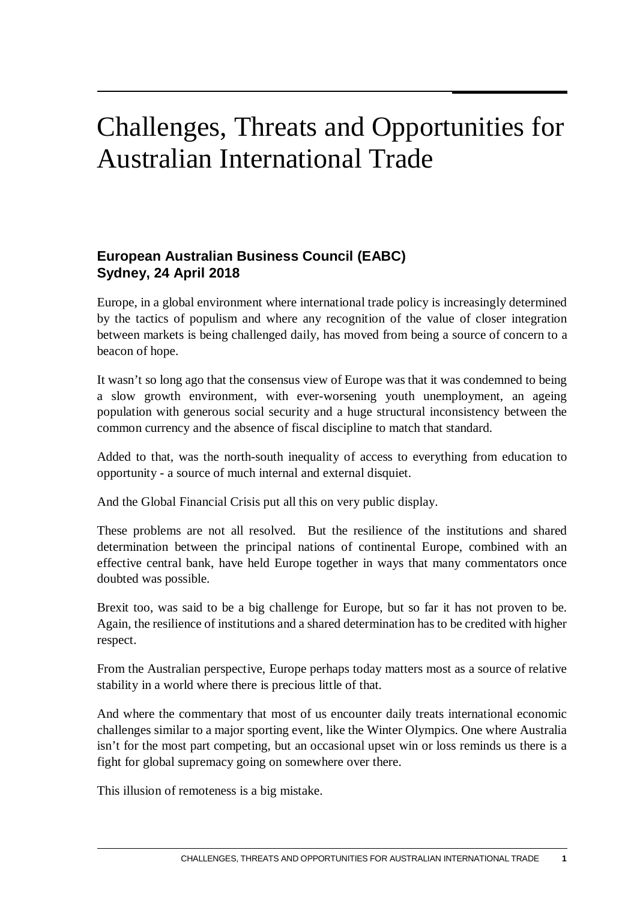# Challenges, Threats and Opportunities for Australian International Trade

**European Australian Business Council (EABC)**
**Sydney, 24 April 2018**

Europe, in a global environment where international trade policy is increasingly determined by the tactics of populism and where any recognition of the value of closer integration between markets is being challenged daily, has moved from being a source of concern to a beacon of hope.

It wasn't so long ago that the consensus view of Europe was that it was condemned to being a slow growth environment, with ever-worsening youth unemployment, an ageing population with generous social security and a huge structural inconsistency between the common currency and the absence of fiscal discipline to match that standard.

Added to that, was the north-south inequality of access to everything from education to opportunity - a source of much internal and external disquiet.

And the Global Financial Crisis put all this on very public display.

These problems are not all resolved. But the resilience of the institutions and shared determination between the principal nations of continental Europe, combined with an effective central bank, have held Europe together in ways that many commentators once doubted was possible.

Brexit too, was said to be a big challenge for Europe, but so far it has not proven to be. Again, the resilience of institutions and a shared determination has to be credited with higher respect.

From the Australian perspective, Europe perhaps today matters most as a source of relative stability in a world where there is precious little of that.

And where the commentary that most of us encounter daily treats international economic challenges similar to a major sporting event, like the Winter Olympics. One where Australia isn't for the most part competing, but an occasional upset win or loss reminds us there is a fight for global supremacy going on somewhere over there.

This illusion of remoteness is a big mistake.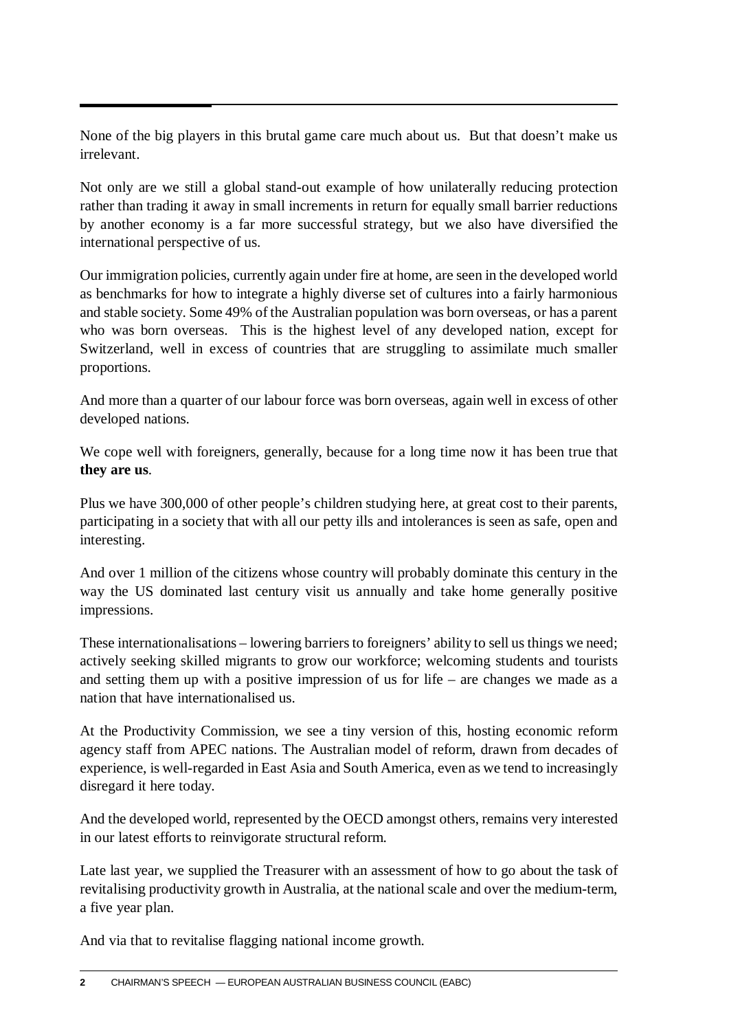None of the big players in this brutal game care much about us. But that doesn't make us irrelevant.

Not only are we still a global stand-out example of how unilaterally reducing protection rather than trading it away in small increments in return for equally small barrier reductions by another economy is a far more successful strategy, but we also have diversified the international perspective of us.

Our immigration policies, currently again under fire at home, are seen in the developed world as benchmarks for how to integrate a highly diverse set of cultures into a fairly harmonious and stable society. Some 49% of the Australian population was born overseas, or has a parent who was born overseas. This is the highest level of any developed nation, except for Switzerland, well in excess of countries that are struggling to assimilate much smaller proportions.

And more than a quarter of our labour force was born overseas, again well in excess of other developed nations.

We cope well with foreigners, generally, because for a long time now it has been true that **they are us**.

Plus we have 300,000 of other people's children studying here, at great cost to their parents, participating in a society that with all our petty ills and intolerances is seen as safe, open and interesting.

And over 1 million of the citizens whose country will probably dominate this century in the way the US dominated last century visit us annually and take home generally positive impressions.

These internationalisations – lowering barriers to foreigners' ability to sell us things we need; actively seeking skilled migrants to grow our workforce; welcoming students and tourists and setting them up with a positive impression of us for life – are changes we made as a nation that have internationalised us.

At the Productivity Commission, we see a tiny version of this, hosting economic reform agency staff from APEC nations. The Australian model of reform, drawn from decades of experience, is well-regarded in East Asia and South America, even as we tend to increasingly disregard it here today.

And the developed world, represented by the OECD amongst others, remains very interested in our latest efforts to reinvigorate structural reform.

Late last year, we supplied the Treasurer with an assessment of how to go about the task of revitalising productivity growth in Australia, at the national scale and over the medium-term, a five year plan.

And via that to revitalise flagging national income growth.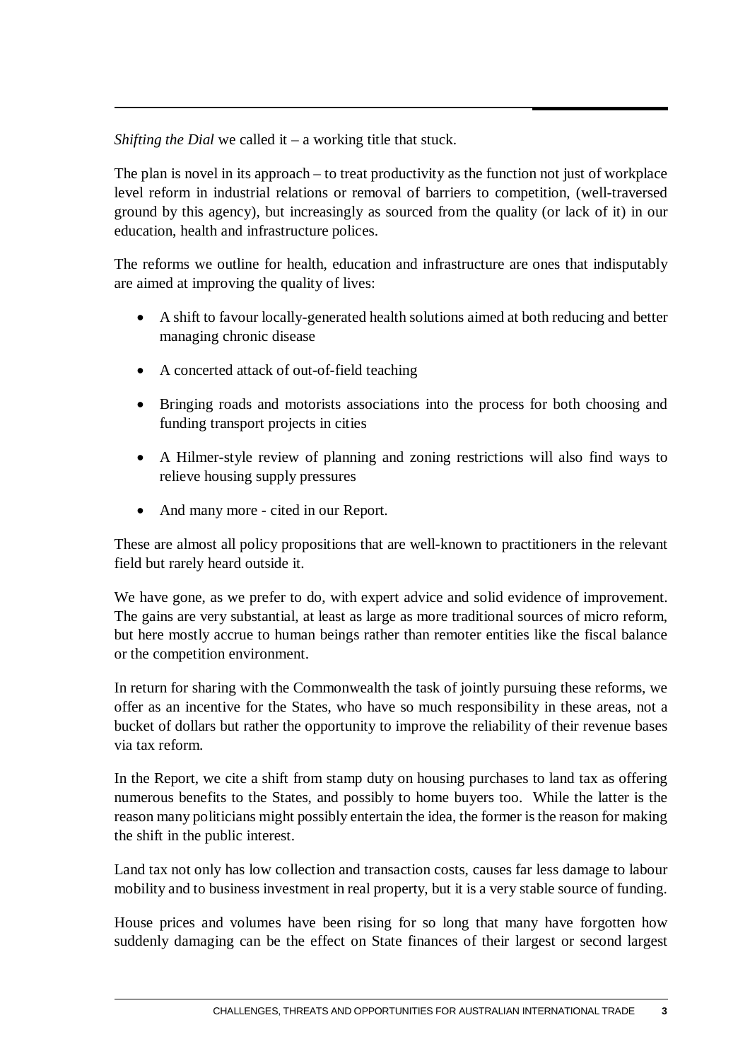*Shifting the Dial* we called it – a working title that stuck.

The plan is novel in its approach – to treat productivity as the function not just of workplace level reform in industrial relations or removal of barriers to competition, (well-traversed ground by this agency), but increasingly as sourced from the quality (or lack of it) in our education, health and infrastructure polices.

The reforms we outline for health, education and infrastructure are ones that indisputably are aimed at improving the quality of lives:

- A shift to favour locally-generated health solutions aimed at both reducing and better managing chronic disease
- A concerted attack of out-of-field teaching
- Bringing roads and motorists associations into the process for both choosing and funding transport projects in cities
- A Hilmer-style review of planning and zoning restrictions will also find ways to relieve housing supply pressures
- And many more - cited in our Report.

These are almost all policy propositions that are well-known to practitioners in the relevant field but rarely heard outside it.

We have gone, as we prefer to do, with expert advice and solid evidence of improvement. The gains are very substantial, at least as large as more traditional sources of micro reform, but here mostly accrue to human beings rather than remoter entities like the fiscal balance or the competition environment.

In return for sharing with the Commonwealth the task of jointly pursuing these reforms, we offer as an incentive for the States, who have so much responsibility in these areas, not a bucket of dollars but rather the opportunity to improve the reliability of their revenue bases via tax reform.

In the Report, we cite a shift from stamp duty on housing purchases to land tax as offering numerous benefits to the States, and possibly to home buyers too. While the latter is the reason many politicians might possibly entertain the idea, the former is the reason for making the shift in the public interest.

Land tax not only has low collection and transaction costs, causes far less damage to labour mobility and to business investment in real property, but it is a very stable source of funding.

House prices and volumes have been rising for so long that many have forgotten how suddenly damaging can be the effect on State finances of their largest or second largest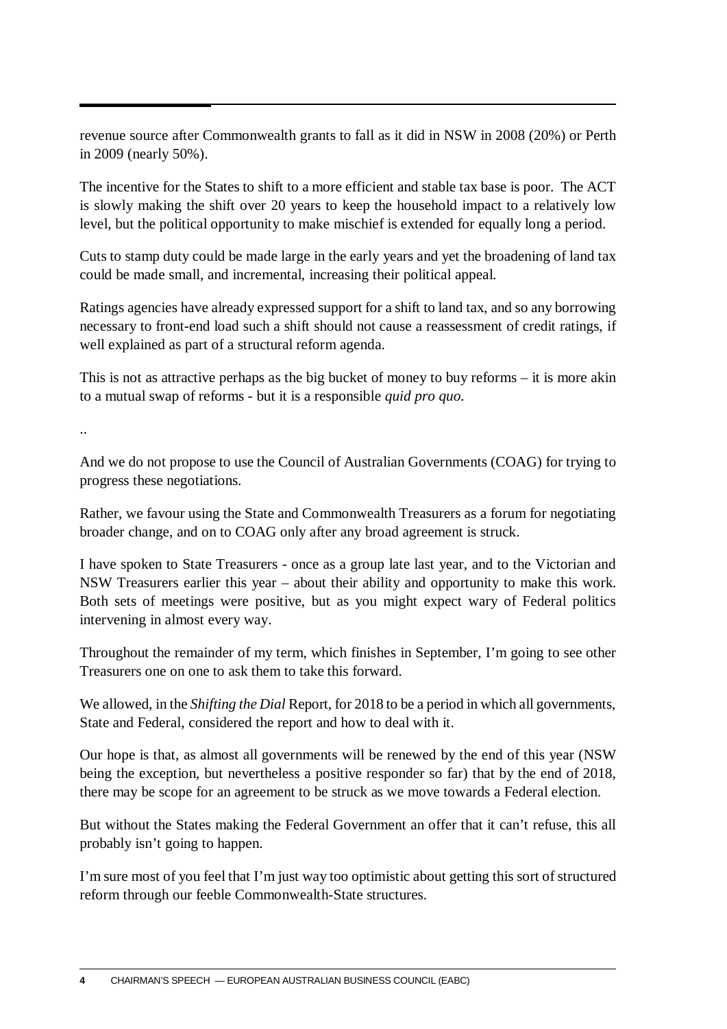revenue source after Commonwealth grants to fall as it did in NSW in 2008 (20%) or Perth in 2009 (nearly 50%).

The incentive for the States to shift to a more efficient and stable tax base is poor. The ACT is slowly making the shift over 20 years to keep the household impact to a relatively low level, but the political opportunity to make mischief is extended for equally long a period.

Cuts to stamp duty could be made large in the early years and yet the broadening of land tax could be made small, and incremental, increasing their political appeal.

Ratings agencies have already expressed support for a shift to land tax, and so any borrowing necessary to front-end load such a shift should not cause a reassessment of credit ratings, if well explained as part of a structural reform agenda.

This is not as attractive perhaps as the big bucket of money to buy reforms – it is more akin to a mutual swap of reforms - but it is a responsible *quid pro quo.*

..

And we do not propose to use the Council of Australian Governments (COAG) for trying to progress these negotiations.

Rather, we favour using the State and Commonwealth Treasurers as a forum for negotiating broader change, and on to COAG only after any broad agreement is struck.

I have spoken to State Treasurers - once as a group late last year, and to the Victorian and NSW Treasurers earlier this year – about their ability and opportunity to make this work. Both sets of meetings were positive, but as you might expect wary of Federal politics intervening in almost every way.

Throughout the remainder of my term, which finishes in September, I'm going to see other Treasurers one on one to ask them to take this forward.

We allowed, in the *Shifting the Dial* Report, for 2018 to be a period in which all governments, State and Federal, considered the report and how to deal with it.

Our hope is that, as almost all governments will be renewed by the end of this year (NSW being the exception, but nevertheless a positive responder so far) that by the end of 2018, there may be scope for an agreement to be struck as we move towards a Federal election.

But without the States making the Federal Government an offer that it can't refuse, this all probably isn't going to happen.

I'm sure most of you feel that I'm just way too optimistic about getting this sort of structured reform through our feeble Commonwealth-State structures.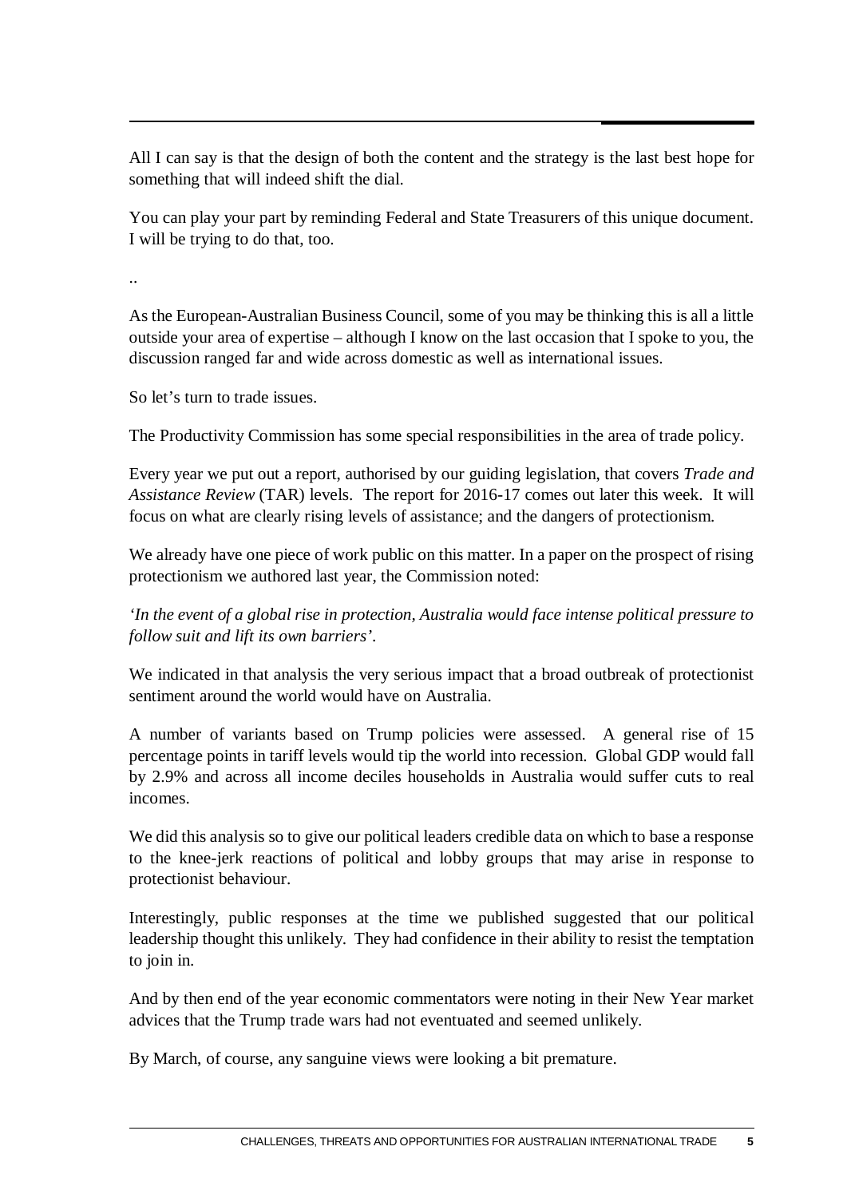All I can say is that the design of both the content and the strategy is the last best hope for something that will indeed shift the dial.

You can play your part by reminding Federal and State Treasurers of this unique document. I will be trying to do that, too.

..

As the European-Australian Business Council, some of you may be thinking this is all a little outside your area of expertise – although I know on the last occasion that I spoke to you, the discussion ranged far and wide across domestic as well as international issues.

So let's turn to trade issues.

The Productivity Commission has some special responsibilities in the area of trade policy.

Every year we put out a report, authorised by our guiding legislation, that covers *Trade and Assistance Review* (TAR) levels. The report for 2016-17 comes out later this week. It will focus on what are clearly rising levels of assistance; and the dangers of protectionism.

We already have one piece of work public on this matter. In a paper on the prospect of rising protectionism we authored last year, the Commission noted:

*'In the event of a global rise in protection, Australia would face intense political pressure to follow suit and lift its own barriers'.*

We indicated in that analysis the very serious impact that a broad outbreak of protectionist sentiment around the world would have on Australia.

A number of variants based on Trump policies were assessed. A general rise of 15 percentage points in tariff levels would tip the world into recession. Global GDP would fall by 2.9% and across all income deciles households in Australia would suffer cuts to real incomes.

We did this analysis so to give our political leaders credible data on which to base a response to the knee-jerk reactions of political and lobby groups that may arise in response to protectionist behaviour.

Interestingly, public responses at the time we published suggested that our political leadership thought this unlikely. They had confidence in their ability to resist the temptation to join in.

And by then end of the year economic commentators were noting in their New Year market advices that the Trump trade wars had not eventuated and seemed unlikely.

By March, of course, any sanguine views were looking a bit premature.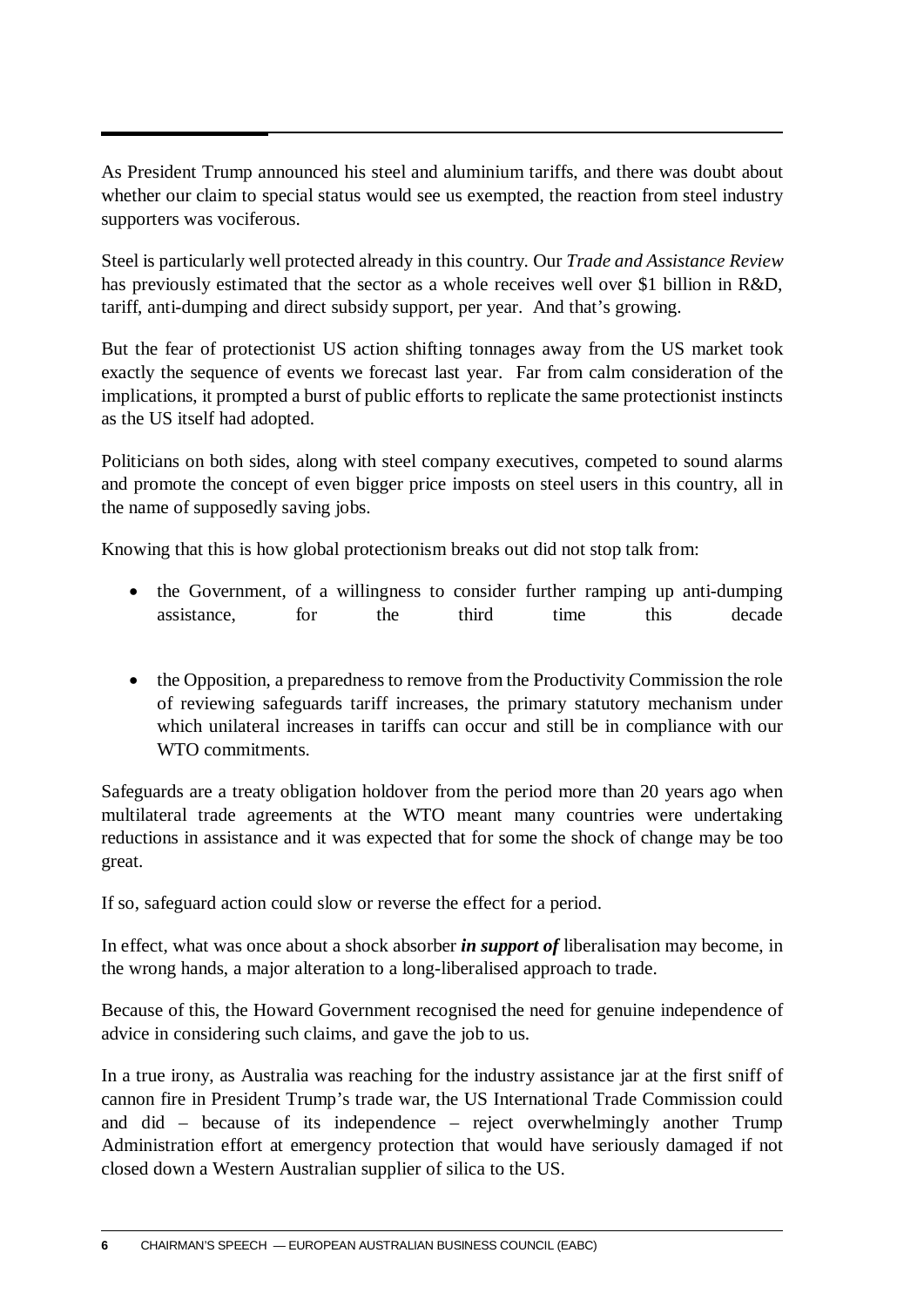As President Trump announced his steel and aluminium tariffs, and there was doubt about whether our claim to special status would see us exempted, the reaction from steel industry supporters was vociferous.

Steel is particularly well protected already in this country. Our *Trade and Assistance Review* has previously estimated that the sector as a whole receives well over $1 billion in R&D, tariff, anti-dumping and direct subsidy support, per year. And that's growing.

But the fear of protectionist US action shifting tonnages away from the US market took exactly the sequence of events we forecast last year. Far from calm consideration of the implications, it prompted a burst of public efforts to replicate the same protectionist instincts as the US itself had adopted.

Politicians on both sides, along with steel company executives, competed to sound alarms and promote the concept of even bigger price imposts on steel users in this country, all in the name of supposedly saving jobs.

Knowing that this is how global protectionism breaks out did not stop talk from:

- the Government, of a willingness to consider further ramping up anti-dumping assistance, for the third time this decade
- the Opposition, a preparedness to remove from the Productivity Commission the role of reviewing safeguards tariff increases, the primary statutory mechanism under which unilateral increases in tariffs can occur and still be in compliance with our WTO commitments.

Safeguards are a treaty obligation holdover from the period more than 20 years ago when multilateral trade agreements at the WTO meant many countries were undertaking reductions in assistance and it was expected that for some the shock of change may be too great.

If so, safeguard action could slow or reverse the effect for a period.

In effect, what was once about a shock absorber ***in support of*** liberalisation may become, in the wrong hands, a major alteration to a long-liberalised approach to trade.

Because of this, the Howard Government recognised the need for genuine independence of advice in considering such claims, and gave the job to us.

In a true irony, as Australia was reaching for the industry assistance jar at the first sniff of cannon fire in President Trump's trade war, the US International Trade Commission could and did – because of its independence – reject overwhelmingly another Trump Administration effort at emergency protection that would have seriously damaged if not closed down a Western Australian supplier of silica to the US.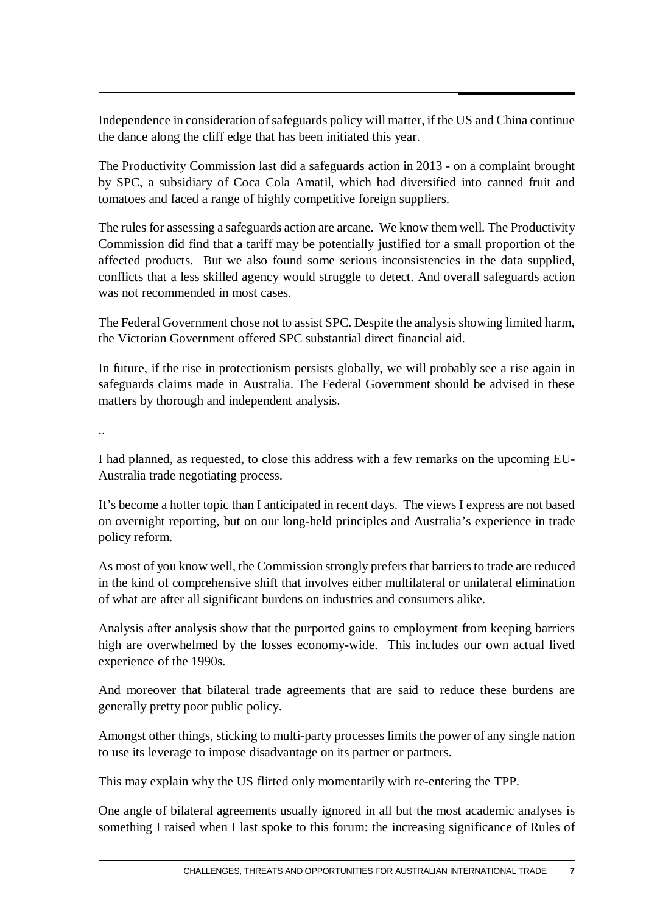Independence in consideration of safeguards policy will matter, if the US and China continue the dance along the cliff edge that has been initiated this year.

The Productivity Commission last did a safeguards action in 2013 - on a complaint brought by SPC, a subsidiary of Coca Cola Amatil, which had diversified into canned fruit and tomatoes and faced a range of highly competitive foreign suppliers.

The rules for assessing a safeguards action are arcane. We know them well. The Productivity Commission did find that a tariff may be potentially justified for a small proportion of the affected products. But we also found some serious inconsistencies in the data supplied, conflicts that a less skilled agency would struggle to detect. And overall safeguards action was not recommended in most cases.

The Federal Government chose not to assist SPC. Despite the analysis showing limited harm, the Victorian Government offered SPC substantial direct financial aid.

In future, if the rise in protectionism persists globally, we will probably see a rise again in safeguards claims made in Australia. The Federal Government should be advised in these matters by thorough and independent analysis.

..

I had planned, as requested, to close this address with a few remarks on the upcoming EU-Australia trade negotiating process.

It's become a hotter topic than I anticipated in recent days. The views I express are not based on overnight reporting, but on our long-held principles and Australia's experience in trade policy reform.

As most of you know well, the Commission strongly prefers that barriers to trade are reduced in the kind of comprehensive shift that involves either multilateral or unilateral elimination of what are after all significant burdens on industries and consumers alike.

Analysis after analysis show that the purported gains to employment from keeping barriers high are overwhelmed by the losses economy-wide. This includes our own actual lived experience of the 1990s.

And moreover that bilateral trade agreements that are said to reduce these burdens are generally pretty poor public policy.

Amongst other things, sticking to multi-party processes limits the power of any single nation to use its leverage to impose disadvantage on its partner or partners.

This may explain why the US flirted only momentarily with re-entering the TPP.

One angle of bilateral agreements usually ignored in all but the most academic analyses is something I raised when I last spoke to this forum: the increasing significance of Rules of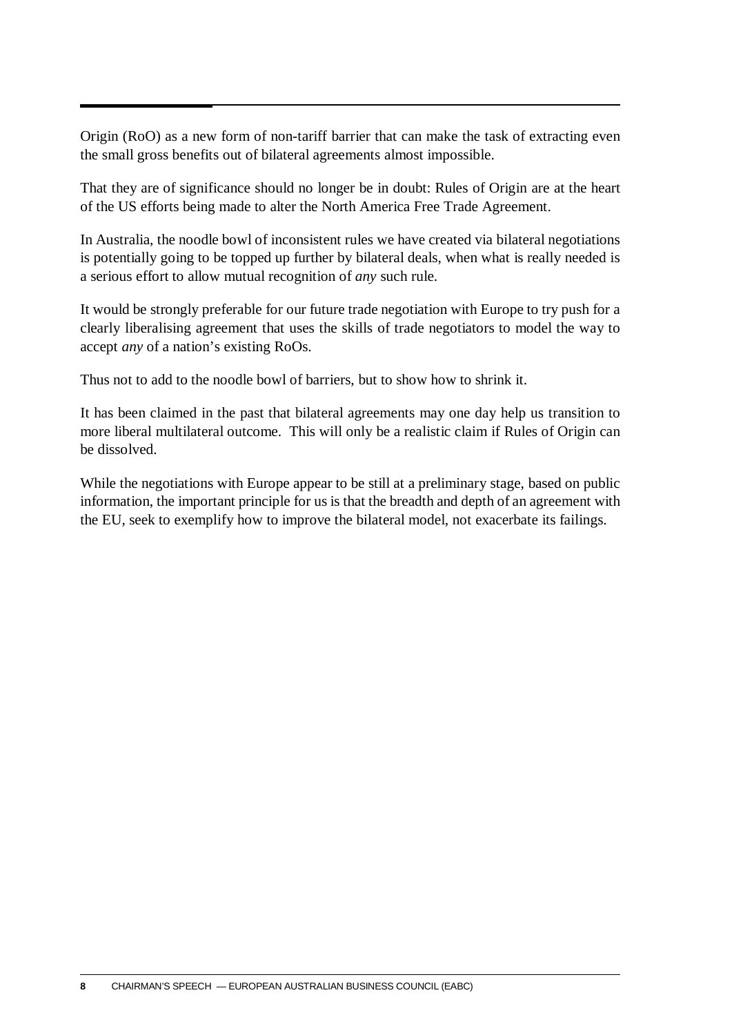Origin (RoO) as a new form of non-tariff barrier that can make the task of extracting even the small gross benefits out of bilateral agreements almost impossible.

That they are of significance should no longer be in doubt: Rules of Origin are at the heart of the US efforts being made to alter the North America Free Trade Agreement.

In Australia, the noodle bowl of inconsistent rules we have created via bilateral negotiations is potentially going to be topped up further by bilateral deals, when what is really needed is a serious effort to allow mutual recognition of *any* such rule.

It would be strongly preferable for our future trade negotiation with Europe to try push for a clearly liberalising agreement that uses the skills of trade negotiators to model the way to accept *any* of a nation's existing RoOs.

Thus not to add to the noodle bowl of barriers, but to show how to shrink it.

It has been claimed in the past that bilateral agreements may one day help us transition to more liberal multilateral outcome. This will only be a realistic claim if Rules of Origin can be dissolved.

While the negotiations with Europe appear to be still at a preliminary stage, based on public information, the important principle for us is that the breadth and depth of an agreement with the EU, seek to exemplify how to improve the bilateral model, not exacerbate its failings.